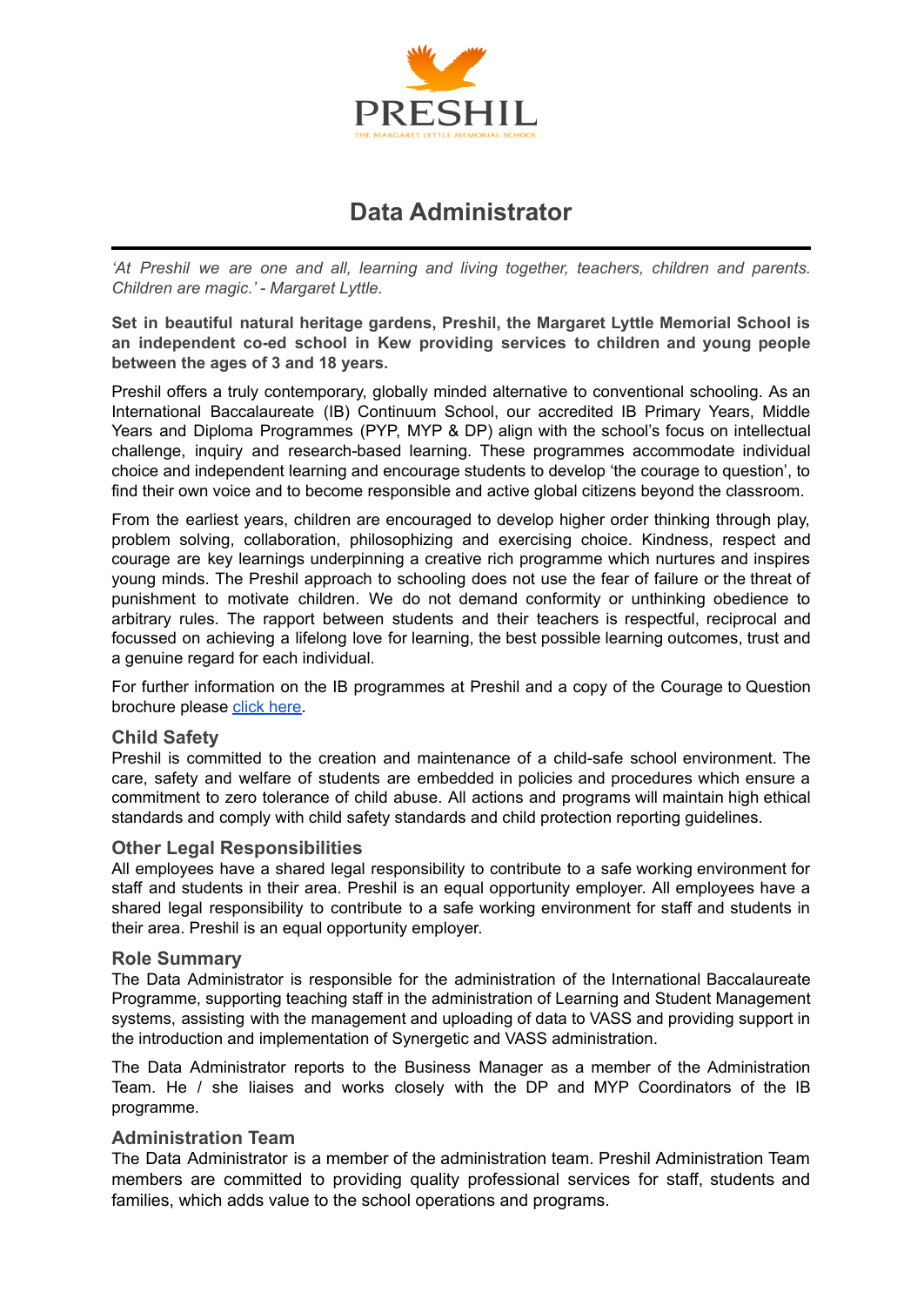PRESHIL

THE MARGARET LYTTLE MEMORIAL SCHOOL

# Data Administrator

*'At Preshil we are one and all, learning and living together, teachers, children and parents. Children are magic.' - Margaret Lyttle.*

**Set in beautiful natural heritage gardens, Preshil, the Margaret Lyttle Memorial School is an independent co-ed school in Kew providing services to children and young people between the ages of 3 and 18 years.**

Preshil offers a truly contemporary, globally minded alternative to conventional schooling. As an International Baccalaureate (IB) Continuum School, our accredited IB Primary Years, Middle Years and Diploma Programmes (PYP, MYP & DP) align with the school's focus on intellectual challenge, inquiry and research-based learning. These programmes accommodate individual choice and independent learning and encourage students to develop 'the courage to question', to find their own voice and to become responsible and active global citizens beyond the classroom.

From the earliest years, children are encouraged to develop higher order thinking through play, problem solving, collaboration, philosophizing and exercising choice. Kindness, respect and courage are key learnings underpinning a creative rich programme which nurtures and inspires young minds. The Preshil approach to schooling does not use the fear of failure or the threat of punishment to motivate children. We do not demand conformity or unthinking obedience to arbitrary rules. The rapport between students and their teachers is respectful, reciprocal and focussed on achieving a lifelong love for learning, the best possible learning outcomes, trust and a genuine regard for each individual.

For further information on the IB programmes at Preshil and a copy of the Courage to Question brochure please click here.

## Child Safety

Preshil is committed to the creation and maintenance of a child-safe school environment. The care, safety and welfare of students are embedded in policies and procedures which ensure a commitment to zero tolerance of child abuse. All actions and programs will maintain high ethical standards and comply with child safety standards and child protection reporting guidelines.

## Other Legal Responsibilities

All employees have a shared legal responsibility to contribute to a safe working environment for staff and students in their area. Preshil is an equal opportunity employer. All employees have a shared legal responsibility to contribute to a safe working environment for staff and students in their area. Preshil is an equal opportunity employer.

## Role Summary

The Data Administrator is responsible for the administration of the International Baccalaureate Programme, supporting teaching staff in the administration of Learning and Student Management systems, assisting with the management and uploading of data to VASS and providing support in the introduction and implementation of Synergetic and VASS administration.

The Data Administrator reports to the Business Manager as a member of the Administration Team. He / she liaises and works closely with the DP and MYP Coordinators of the IB programme.

## Administration Team

The Data Administrator is a member of the administration team. Preshil Administration Team members are committed to providing quality professional services for staff, students and families, which adds value to the school operations and programs.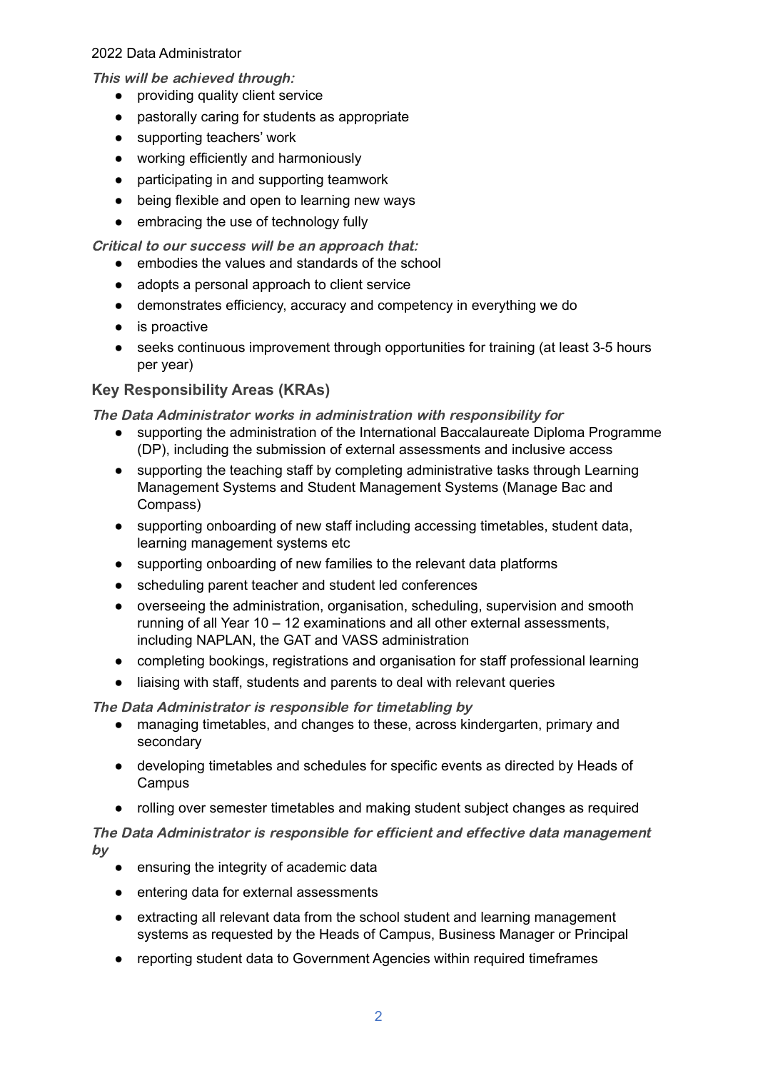***This will be achieved through:***

- providing quality client service
- pastorally caring for students as appropriate
- supporting teachers' work
- working efficiently and harmoniously
- participating in and supporting teamwork
- being flexible and open to learning new ways
- embracing the use of technology fully

***Critical to our success will be an approach that:***

- embodies the values and standards of the school
- adopts a personal approach to client service
- demonstrates efficiency, accuracy and competency in everything we do
- is proactive
- seeks continuous improvement through opportunities for training (at least 3-5 hours per year)

## Key Responsibility Areas (KRAs)

***The Data Administrator works in administration with responsibility for***

- supporting the administration of the International Baccalaureate Diploma Programme (DP), including the submission of external assessments and inclusive access
- supporting the teaching staff by completing administrative tasks through Learning Management Systems and Student Management Systems (Manage Bac and Compass)
- supporting onboarding of new staff including accessing timetables, student data, learning management systems etc
- supporting onboarding of new families to the relevant data platforms
- scheduling parent teacher and student led conferences
- overseeing the administration, organisation, scheduling, supervision and smooth running of all Year 10 – 12 examinations and all other external assessments, including NAPLAN, the GAT and VASS administration
- completing bookings, registrations and organisation for staff professional learning
- liaising with staff, students and parents to deal with relevant queries

***The Data Administrator is responsible for timetabling by***

- managing timetables, and changes to these, across kindergarten, primary and secondary
- developing timetables and schedules for specific events as directed by Heads of Campus
- rolling over semester timetables and making student subject changes as required

***The Data Administrator is responsible for efficient and effective data management by***

- ensuring the integrity of academic data
- entering data for external assessments
- extracting all relevant data from the school student and learning management systems as requested by the Heads of Campus, Business Manager or Principal
- reporting student data to Government Agencies within required timeframes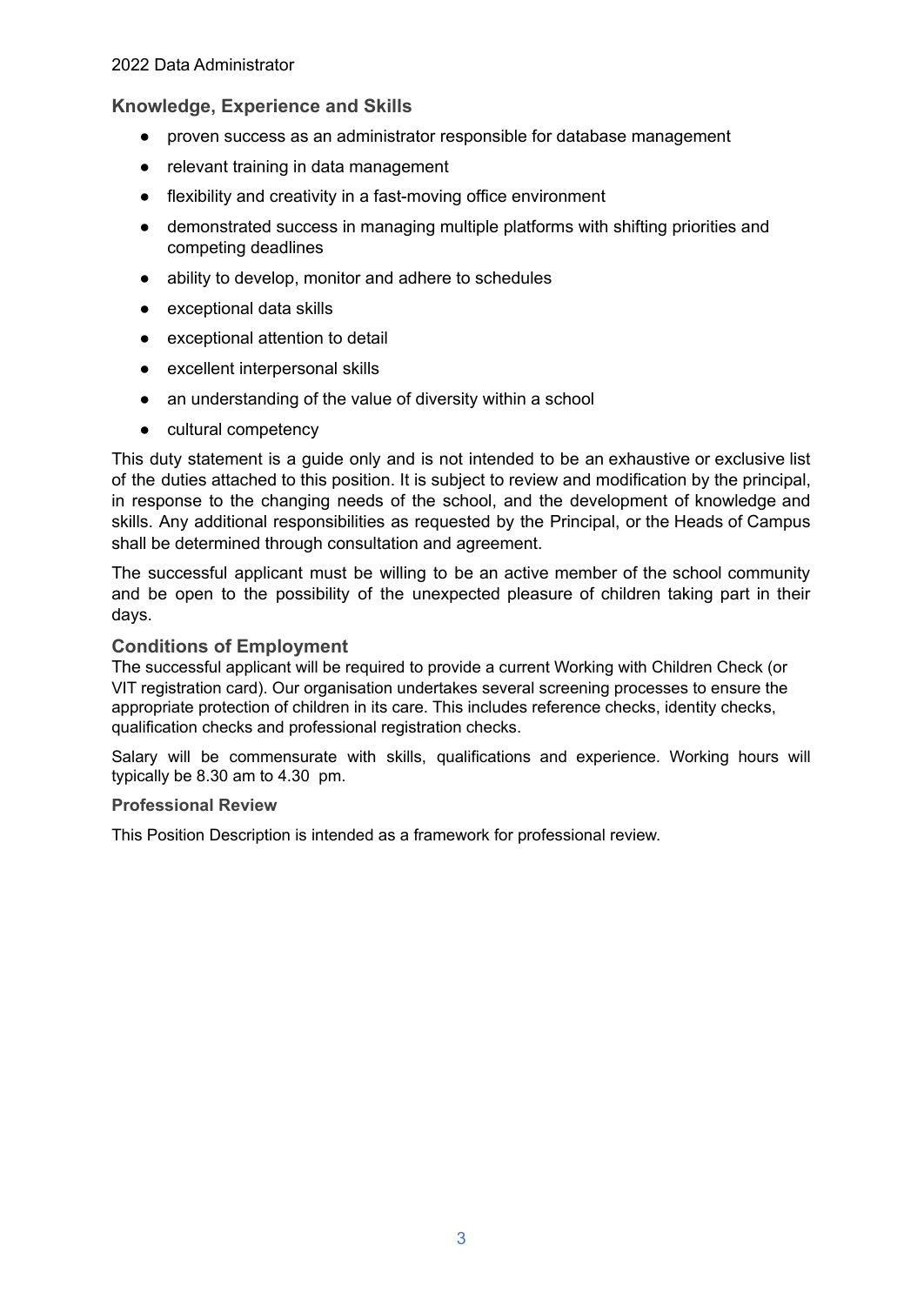## Knowledge, Experience and Skills

- proven success as an administrator responsible for database management
- relevant training in data management
- flexibility and creativity in a fast-moving office environment
- demonstrated success in managing multiple platforms with shifting priorities and competing deadlines
- ability to develop, monitor and adhere to schedules
- exceptional data skills
- exceptional attention to detail
- excellent interpersonal skills
- an understanding of the value of diversity within a school
- cultural competency

This duty statement is a guide only and is not intended to be an exhaustive or exclusive list of the duties attached to this position. It is subject to review and modification by the principal, in response to the changing needs of the school, and the development of knowledge and skills. Any additional responsibilities as requested by the Principal, or the Heads of Campus shall be determined through consultation and agreement.

The successful applicant must be willing to be an active member of the school community and be open to the possibility of the unexpected pleasure of children taking part in their days.

## Conditions of Employment

The successful applicant will be required to provide a current Working with Children Check (or VIT registration card). Our organisation undertakes several screening processes to ensure the appropriate protection of children in its care. This includes reference checks, identity checks, qualification checks and professional registration checks.

Salary will be commensurate with skills, qualifications and experience. Working hours will typically be 8.30 am to 4.30 pm.

### Professional Review

This Position Description is intended as a framework for professional review.